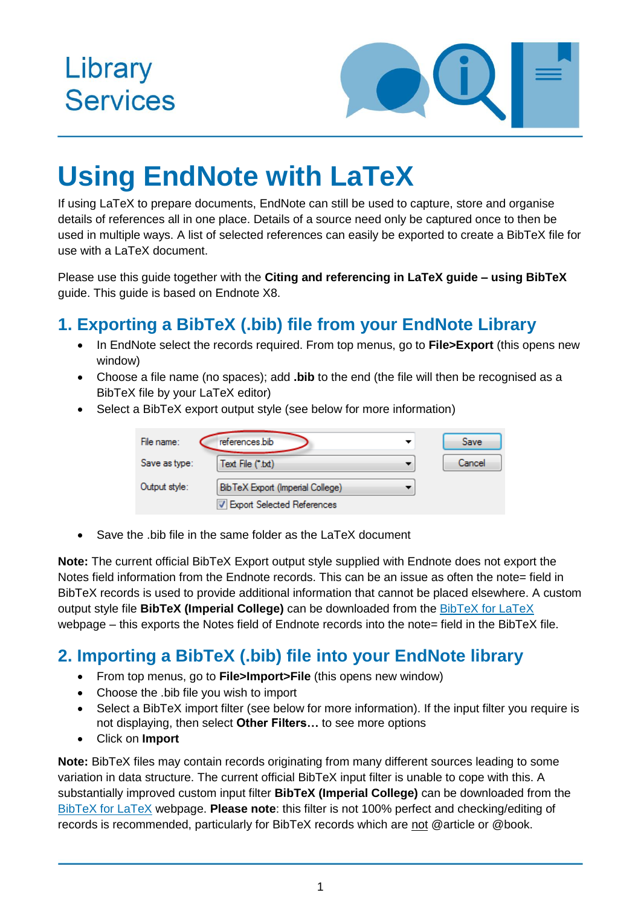Library Services

# Using EndNote with LaTeX

If using LaTeX to prepare documents, EndNote can still be used to capture, store and organise details of references all in one place. Details of a source need only be captured once to then be used in multiple ways. A list of selected references can easily be exported to create a BibTeX file for use with a LaTeX document.

Please use this guide together with the **Citing and referencing in LaTeX guide – using BibTeX** guide. This guide is based on Endnote X8.

## 1. Exporting a BibTeX (.bib) file from your EndNote Library

- In EndNote select the records required. From top menus, go to **File>Export** (this opens new window)
- Choose a file name (no spaces); add **.bib** to the end (the file will then be recognised as a BibTeX file by your LaTeX editor)
- Select a BibTeX export output style (see below for more information)

File name: references.bib
Save as type: Text File (*.txt)
Output style: BibTeX Export (Imperial College)
Export Selected References
Save
Cancel

- Save the .bib file in the same folder as the LaTeX document

**Note:** The current official BibTeX Export output style supplied with Endnote does not export the Notes field information from the Endnote records. This can be an issue as often the note= field in BibTeX records is used to provide additional information that cannot be placed elsewhere. A custom output style file **BibTeX (Imperial College)** can be downloaded from the BibTeX for LaTeX webpage – this exports the Notes field of Endnote records into the note= field in the BibTeX file.

## 2. Importing a BibTeX (.bib) file into your EndNote library

- From top menus, go to **File>Import>File** (this opens new window)
- Choose the .bib file you wish to import
- Select a BibTeX import filter (see below for more information). If the input filter you require is not displaying, then select **Other Filters…** to see more options
- Click on **Import**

**Note:** BibTeX files may contain records originating from many different sources leading to some variation in data structure. The current official BibTeX input filter is unable to cope with this. A substantially improved custom input filter **BibTeX (Imperial College)** can be downloaded from the BibTeX for LaTeX webpage. **Please note**: this filter is not 100% perfect and checking/editing of records is recommended, particularly for BibTeX records which are not @article or @book.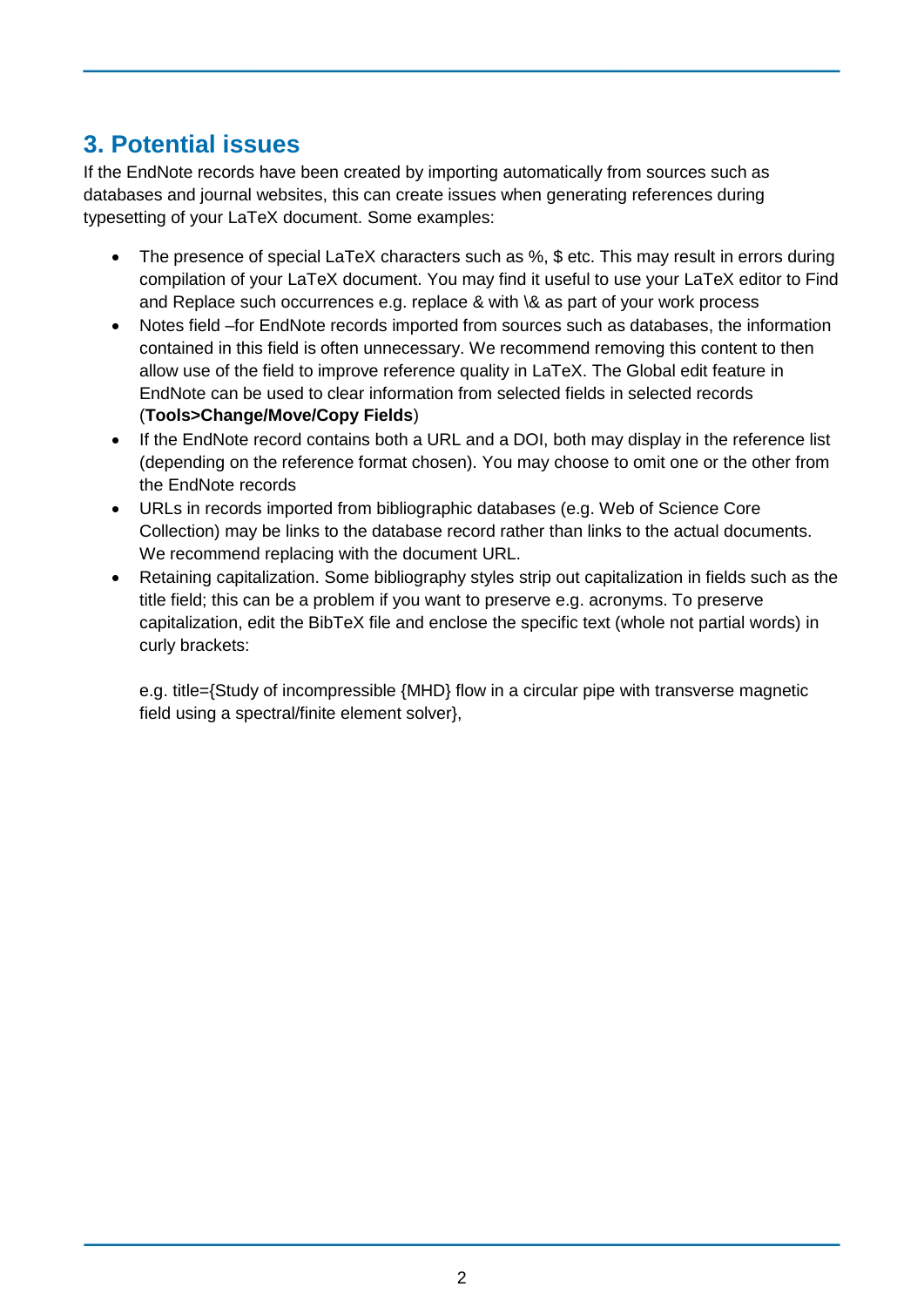## 3. Potential issues

If the EndNote records have been created by importing automatically from sources such as databases and journal websites, this can create issues when generating references during typesetting of your LaTeX document. Some examples:

- The presence of special LaTeX characters such as %, $ etc. This may result in errors during compilation of your LaTeX document. You may find it useful to use your LaTeX editor to Find and Replace such occurrences e.g. replace & with \& as part of your work process
- Notes field –for EndNote records imported from sources such as databases, the information contained in this field is often unnecessary. We recommend removing this content to then allow use of the field to improve reference quality in LaTeX. The Global edit feature in EndNote can be used to clear information from selected fields in selected records (**Tools>Change/Move/Copy Fields**)
- If the EndNote record contains both a URL and a DOI, both may display in the reference list (depending on the reference format chosen). You may choose to omit one or the other from the EndNote records
- URLs in records imported from bibliographic databases (e.g. Web of Science Core Collection) may be links to the database record rather than links to the actual documents. We recommend replacing with the document URL.
- Retaining capitalization. Some bibliography styles strip out capitalization in fields such as the title field; this can be a problem if you want to preserve e.g. acronyms. To preserve capitalization, edit the BibTeX file and enclose the specific text (whole not partial words) in curly brackets:

  e.g. title={Study of incompressible {MHD} flow in a circular pipe with transverse magnetic field using a spectral/finite element solver},